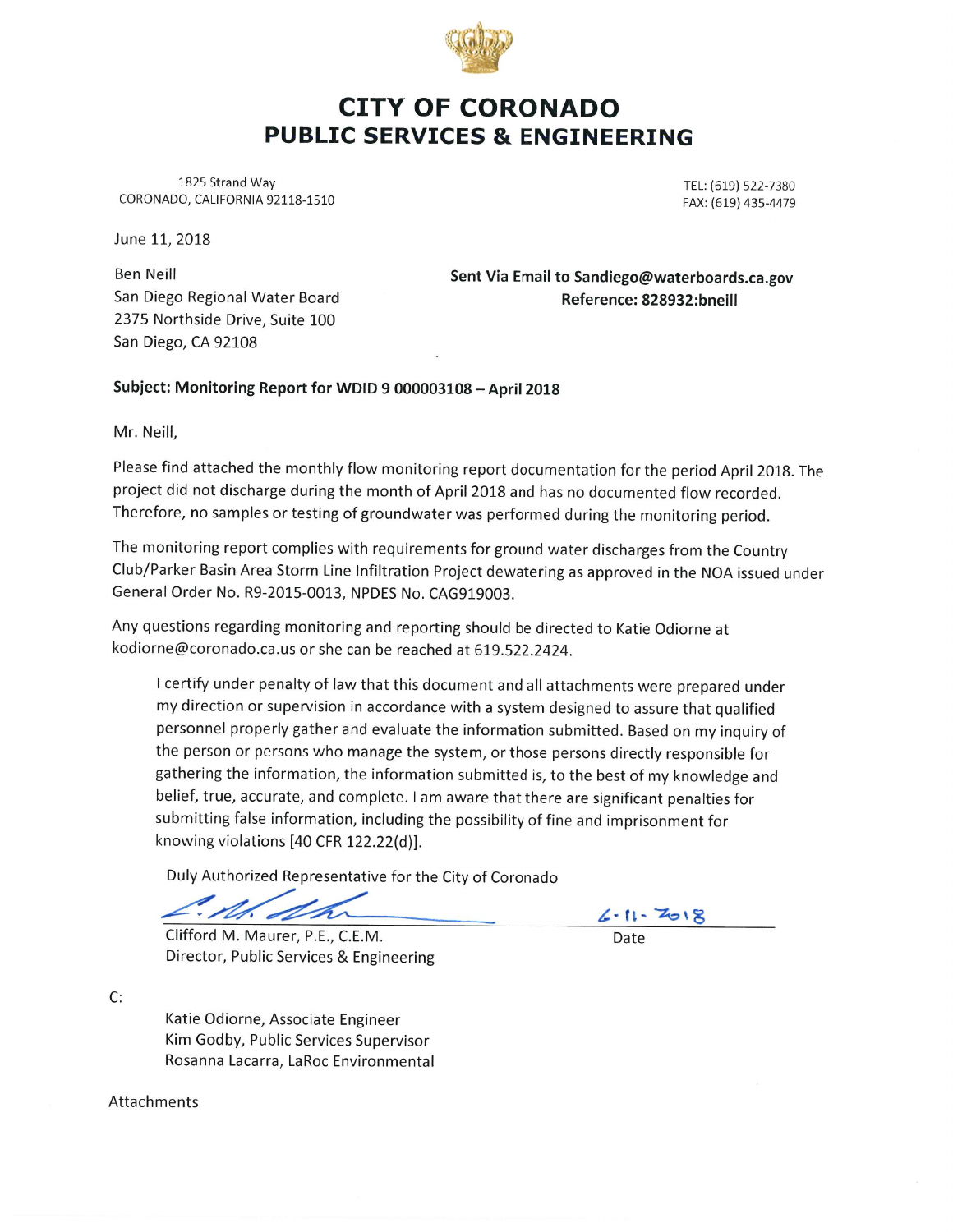# CITY OF CORONADO

## PUBLIC SERVICES & ENGINEERING

1825 Strand Way
CORONADO, CALIFORNIA 92118-1510

TEL: (619) 522-7380
FAX: (619) 435-4479

June 11, 2018

Ben Neill
San Diego Regional Water Board
2375 Northside Drive, Suite 100
San Diego, CA 92108

**Sent Via Email to Sandiego@waterboards.ca.gov**
**Reference: 828932:bneill**

**Subject: Monitoring Report for WDID 9 000003108 – April 2018**

Mr. Neill,

Please find attached the monthly flow monitoring report documentation for the period April 2018. The project did not discharge during the month of April 2018 and has no documented flow recorded. Therefore, no samples or testing of groundwater was performed during the monitoring period.

The monitoring report complies with requirements for ground water discharges from the Country Club/Parker Basin Area Storm Line Infiltration Project dewatering as approved in the NOA issued under General Order No. R9-2015-0013, NPDES No. CAG919003.

Any questions regarding monitoring and reporting should be directed to Katie Odiorne at kodiorne@coronado.ca.us or she can be reached at 619.522.2424.

> I certify under penalty of law that this document and all attachments were prepared under my direction or supervision in accordance with a system designed to assure that qualified personnel properly gather and evaluate the information submitted. Based on my inquiry of the person or persons who manage the system, or those persons directly responsible for gathering the information, the information submitted is, to the best of my knowledge and belief, true, accurate, and complete. I am aware that there are significant penalties for submitting false information, including the possibility of fine and imprisonment for knowing violations [40 CFR 122.22(d)].

Duly Authorized Representative for the City of Coronado

Clifford M. Maurer, P.E., C.E.M.
Director, Public Services & Engineering

6-11-2018
Date

C:

Katie Odiorne, Associate Engineer
Kim Godby, Public Services Supervisor
Rosanna Lacarra, LaRoc Environmental

Attachments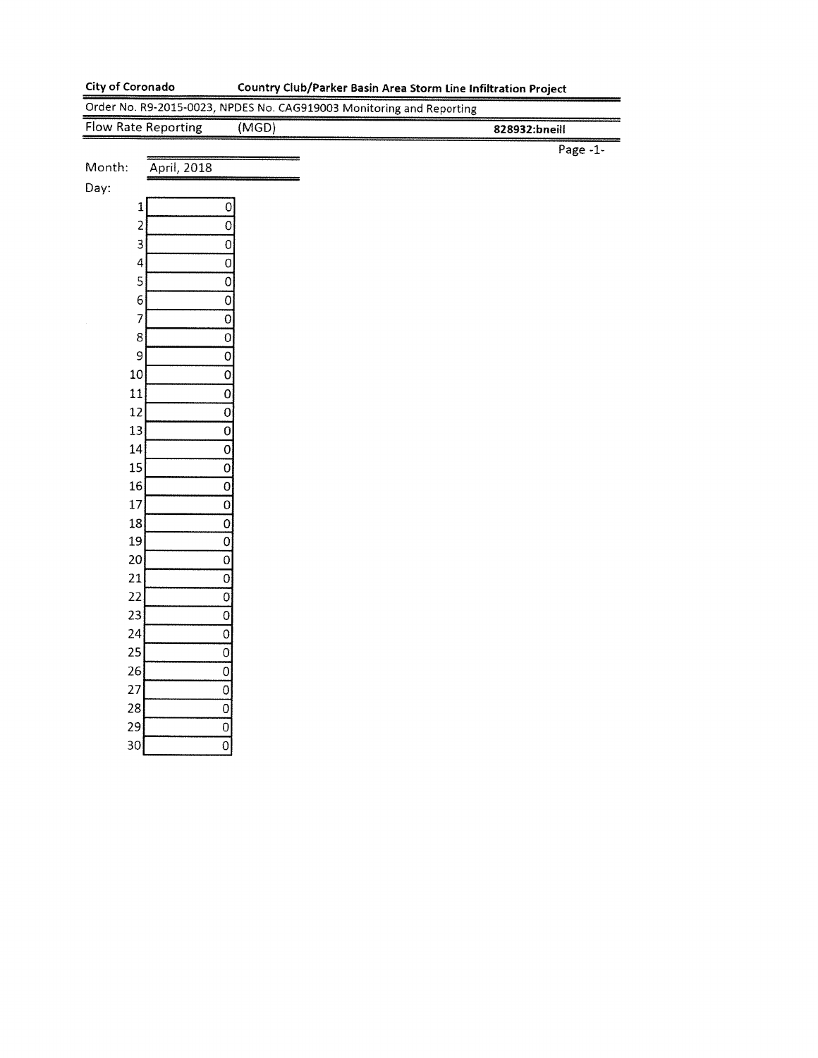**City of Coronado** **Country Club/Parker Basin Area Storm Line Infiltration Project**

Order No. R9-2015-0023, NPDES No. CAG919003 Monitoring and Reporting

Flow Rate Reporting (MGD) **828932:bneill**

Page -1-

Month: April, 2018

Day:

| | |
|---|---|
| 1 | 0 |
| 2 | 0 |
| 3 | 0 |
| 4 | 0 |
| 5 | 0 |
| 6 | 0 |
| 7 | 0 |
| 8 | 0 |
| 9 | 0 |
| 10 | 0 |
| 11 | 0 |
| 12 | 0 |
| 13 | 0 |
| 14 | 0 |
| 15 | 0 |
| 16 | 0 |
| 17 | 0 |
| 18 | 0 |
| 19 | 0 |
| 20 | 0 |
| 21 | 0 |
| 22 | 0 |
| 23 | 0 |
| 24 | 0 |
| 25 | 0 |
| 26 | 0 |
| 27 | 0 |
| 28 | 0 |
| 29 | 0 |
| 30 | 0 |